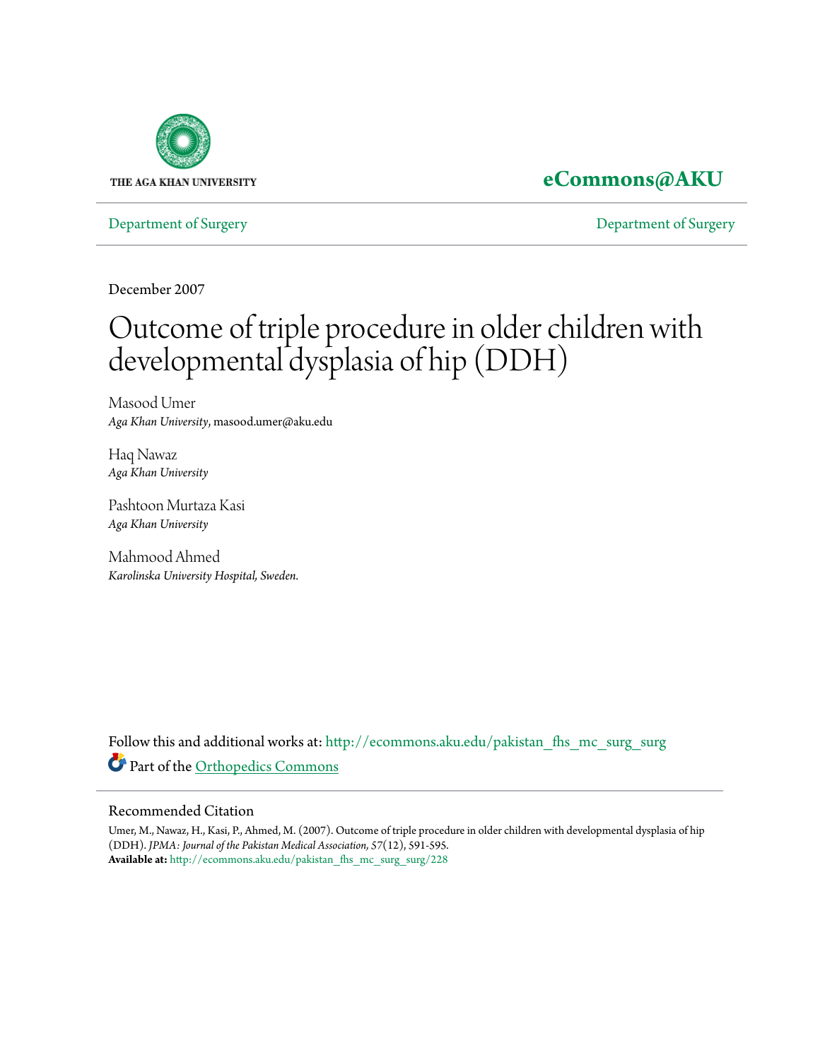THE AGA KHAN UNIVERSITY

**eCommons@AKU**

Department of Surgery

Department of Surgery

December 2007

# Outcome of triple procedure in older children with developmental dysplasia of hip (DDH)

Masood Umer
*Aga Khan University*, masood.umer@aku.edu

Haq Nawaz
*Aga Khan University*

Pashtoon Murtaza Kasi
*Aga Khan University*

Mahmood Ahmed
*Karolinska University Hospital, Sweden.*

Follow this and additional works at: http://ecommons.aku.edu/pakistan_fhs_mc_surg_surg

Part of the Orthopedics Commons

## Recommended Citation

Umer, M., Nawaz, H., Kasi, P., Ahmed, M. (2007). Outcome of triple procedure in older children with developmental dysplasia of hip (DDH). *JPMA: Journal of the Pakistan Medical Association, 57*(12), 591-595.
**Available at:** http://ecommons.aku.edu/pakistan_fhs_mc_surg_surg/228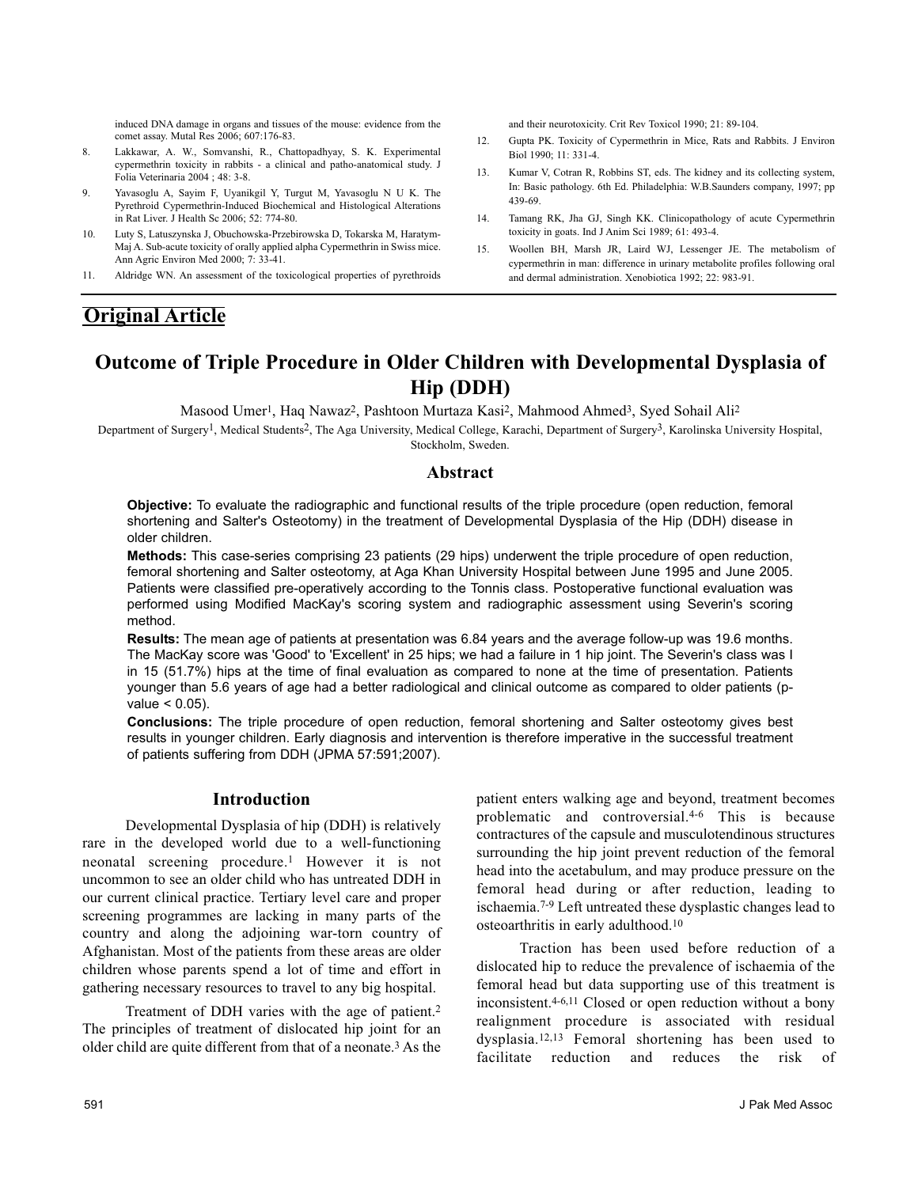induced DNA damage in organs and tissues of the mouse: evidence from the comet assay. Mutal Res 2006; 607:176-83.

8. Lakkawar, A. W., Somvanshi, R., Chattopadhyay, S. K. Experimental cypermethrin toxicity in rabbits - a clinical and patho-anatomical study. J Folia Veterinaria 2004 ; 48: 3-8.
9. Yavasoglu A, Sayim F, Uyanikgil Y, Turgut M, Yavasoglu N U K. The Pyrethroid Cypermethrin-Induced Biochemical and Histological Alterations in Rat Liver. J Health Sc 2006; 52: 774-80.
10. Luty S, Latuszynska J, Obuchowska-Przebirowska D, Tokarska M, Haratym-Maj A. Sub-acute toxicity of orally applied alpha Cypermethrin in Swiss mice. Ann Agric Environ Med 2000; 7: 33-41.
11. Aldridge WN. An assessment of the toxicological properties of pyrethroids and their neurotoxicity. Crit Rev Toxicol 1990; 21: 89-104.
12. Gupta PK. Toxicity of Cypermethrin in Mice, Rats and Rabbits. J Environ Biol 1990; 11: 331-4.
13. Kumar V, Cotran R, Robbins ST, eds. The kidney and its collecting system, In: Basic pathology. 6th Ed. Philadelphia: W.B.Saunders company, 1997; pp 439-69.
14. Tamang RK, Jha GJ, Singh KK. Clinicopathology of acute Cypermethrin toxicity in goats. Ind J Anim Sci 1989; 61: 493-4.
15. Woollen BH, Marsh JR, Laird WJ, Lessenger JE. The metabolism of cypermethrin in man: difference in urinary metabolite profiles following oral and dermal administration. Xenobiotica 1992; 22: 983-91.

## Original Article

# Outcome of Triple Procedure in Older Children with Developmental Dysplasia of Hip (DDH)

Masood Umer[1], Haq Nawaz[2], Pashtoon Murtaza Kasi[2], Mahmood Ahmed[3], Syed Sohail Ali[2]

Department of Surgery[1], Medical Students[2], The Aga University, Medical College, Karachi, Department of Surgery[3], Karolinska University Hospital, Stockholm, Sweden.

### Abstract

**Objective:** To evaluate the radiographic and functional results of the triple procedure (open reduction, femoral shortening and Salter's Osteotomy) in the treatment of Developmental Dysplasia of the Hip (DDH) disease in older children.

**Methods:** This case-series comprising 23 patients (29 hips) underwent the triple procedure of open reduction, femoral shortening and Salter osteotomy, at Aga Khan University Hospital between June 1995 and June 2005. Patients were classified pre-operatively according to the Tonnis class. Postoperative functional evaluation was performed using Modified MacKay's scoring system and radiographic assessment using Severin's scoring method.

**Results:** The mean age of patients at presentation was 6.84 years and the average follow-up was 19.6 months. The MacKay score was 'Good' to 'Excellent' in 25 hips; we had a failure in 1 hip joint. The Severin's class was I in 15 (51.7%) hips at the time of final evaluation as compared to none at the time of presentation. Patients younger than 5.6 years of age had a better radiological and clinical outcome as compared to older patients (p-value $< 0.05$).

**Conclusions:** The triple procedure of open reduction, femoral shortening and Salter osteotomy gives best results in younger children. Early diagnosis and intervention is therefore imperative in the successful treatment of patients suffering from DDH (JPMA 57:591;2007).

### Introduction

Developmental Dysplasia of hip (DDH) is relatively rare in the developed world due to a well-functioning neonatal screening procedure.[1] However it is not uncommon to see an older child who has untreated DDH in our current clinical practice. Tertiary level care and proper screening programmes are lacking in many parts of the country and along the adjoining war-torn country of Afghanistan. Most of the patients from these areas are older children whose parents spend a lot of time and effort in gathering necessary resources to travel to any big hospital.

Treatment of DDH varies with the age of patient.[2] The principles of treatment of dislocated hip joint for an older child are quite different from that of a neonate.[3] As the patient enters walking age and beyond, treatment becomes problematic and controversial.[4-6] This is because contractures of the capsule and musculotendinous structures surrounding the hip joint prevent reduction of the femoral head into the acetabulum, and may produce pressure on the femoral head during or after reduction, leading to ischaemia.[7-9] Left untreated these dysplastic changes lead to osteoarthritis in early adulthood.[10]

Traction has been used before reduction of a dislocated hip to reduce the prevalence of ischaemia of the femoral head but data supporting use of this treatment is inconsistent.[4-6,11] Closed or open reduction without a bony realignment procedure is associated with residual dysplasia.[12,13] Femoral shortening has been used to facilitate reduction and reduces the risk of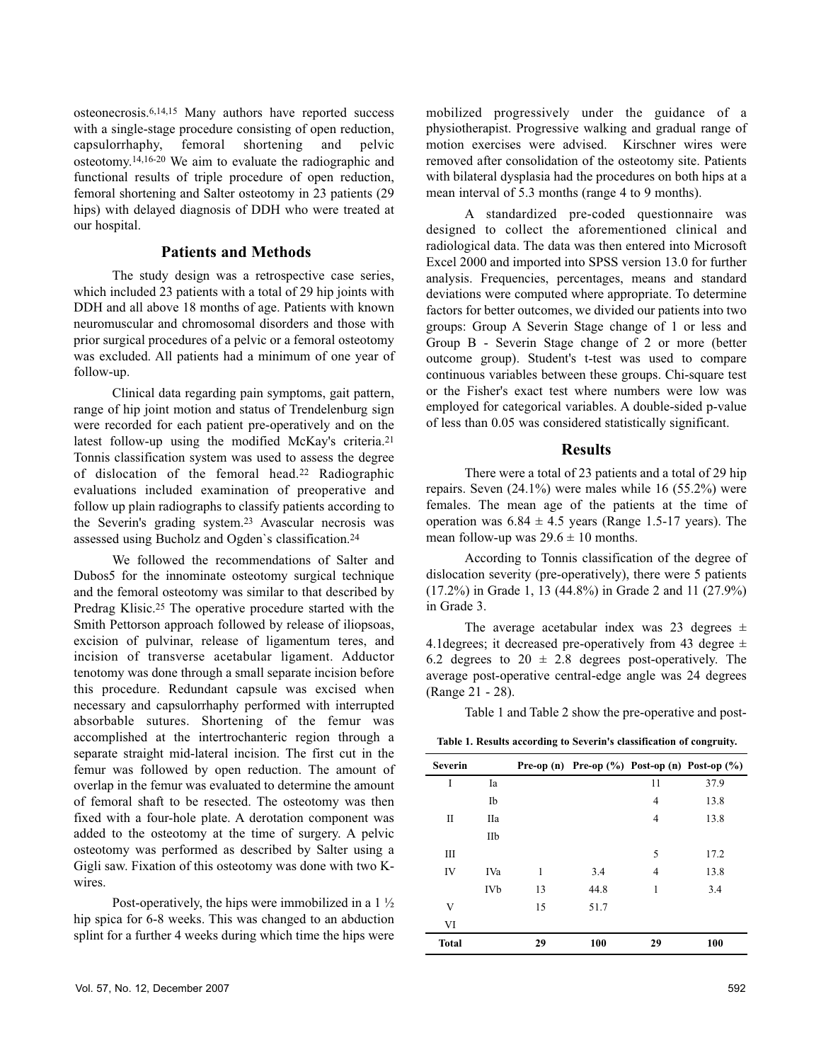osteonecrosis.[6,14,15] Many authors have reported success with a single-stage procedure consisting of open reduction, capsulorrhaphy, femoral shortening and pelvic osteotomy.[14,16-20] We aim to evaluate the radiographic and functional results of triple procedure of open reduction, femoral shortening and Salter osteotomy in 23 patients (29 hips) with delayed diagnosis of DDH who were treated at our hospital.

## Patients and Methods

The study design was a retrospective case series, which included 23 patients with a total of 29 hip joints with DDH and all above 18 months of age. Patients with known neuromuscular and chromosomal disorders and those with prior surgical procedures of a pelvic or a femoral osteotomy was excluded. All patients had a minimum of one year of follow-up.

Clinical data regarding pain symptoms, gait pattern, range of hip joint motion and status of Trendelenburg sign were recorded for each patient pre-operatively and on the latest follow-up using the modified McKay's criteria.[21] Tonnis classification system was used to assess the degree of dislocation of the femoral head.[22] Radiographic evaluations included examination of preoperative and follow up plain radiographs to classify patients according to the Severin's grading system.[23] Avascular necrosis was assessed using Bucholz and Ogden`s classification.[24]

We followed the recommendations of Salter and Dubos5 for the innominate osteotomy surgical technique and the femoral osteotomy was similar to that described by Predrag Klisic.[25] The operative procedure started with the Smith Pettorson approach followed by release of iliopsoas, excision of pulvinar, release of ligamentum teres, and incision of transverse acetabular ligament. Adductor tenotomy was done through a small separate incision before this procedure. Redundant capsule was excised when necessary and capsulorrhaphy performed with interrupted absorbable sutures. Shortening of the femur was accomplished at the intertrochanteric region through a separate straight mid-lateral incision. The first cut in the femur was followed by open reduction. The amount of overlap in the femur was evaluated to determine the amount of femoral shaft to be resected. The osteotomy was then fixed with a four-hole plate. A derotation component was added to the osteotomy at the time of surgery. A pelvic osteotomy was performed as described by Salter using a Gigli saw. Fixation of this osteotomy was done with two K-wires.

Post-operatively, the hips were immobilized in a 1 ½ hip spica for 6-8 weeks. This was changed to an abduction splint for a further 4 weeks during which time the hips were mobilized progressively under the guidance of a physiotherapist. Progressive walking and gradual range of motion exercises were advised. Kirschner wires were removed after consolidation of the osteotomy site. Patients with bilateral dysplasia had the procedures on both hips at a mean interval of 5.3 months (range 4 to 9 months).

A standardized pre-coded questionnaire was designed to collect the aforementioned clinical and radiological data. The data was then entered into Microsoft Excel 2000 and imported into SPSS version 13.0 for further analysis. Frequencies, percentages, means and standard deviations were computed where appropriate. To determine factors for better outcomes, we divided our patients into two groups: Group A Severin Stage change of 1 or less and Group B - Severin Stage change of 2 or more (better outcome group). Student's t-test was used to compare continuous variables between these groups. Chi-square test or the Fisher's exact test where numbers were low was employed for categorical variables. A double-sided p-value of less than 0.05 was considered statistically significant.

## Results

There were a total of 23 patients and a total of 29 hip repairs. Seven (24.1%) were males while 16 (55.2%) were females. The mean age of the patients at the time of operation was $6.84 \pm 4.5$ years (Range 1.5-17 years). The mean follow-up was $29.6 \pm 10$ months.

According to Tonnis classification of the degree of dislocation severity (pre-operatively), there were 5 patients (17.2%) in Grade 1, 13 (44.8%) in Grade 2 and 11 (27.9%) in Grade 3.

The average acetabular index was 23 degrees ± 4.1degrees; it decreased pre-operatively from 43 degree ± 6.2 degrees to 20 ± 2.8 degrees post-operatively. The average post-operative central-edge angle was 24 degrees (Range 21 - 28).

Table 1 and Table 2 show the pre-operative and post-

**Table 1. Results according to Severin's classification of congruity.**

| Severin | | Pre-op (n) | Pre-op (%) | Post-op (n) | Post-op (%) |
|---|---|---|---|---|---|
| I | Ia | | | 11 | 37.9 |
| | Ib | | | 4 | 13.8 |
| II | IIa | | | 4 | 13.8 |
| | IIb | | | | |
| III | | | | 5 | 17.2 |
| IV | IVa | 1 | 3.4 | 4 | 13.8 |
| | IVb | 13 | 44.8 | 1 | 3.4 |
| V | | 15 | 51.7 | | |
| VI | | | | | |
| **Total** | | **29** | **100** | **29** | **100** |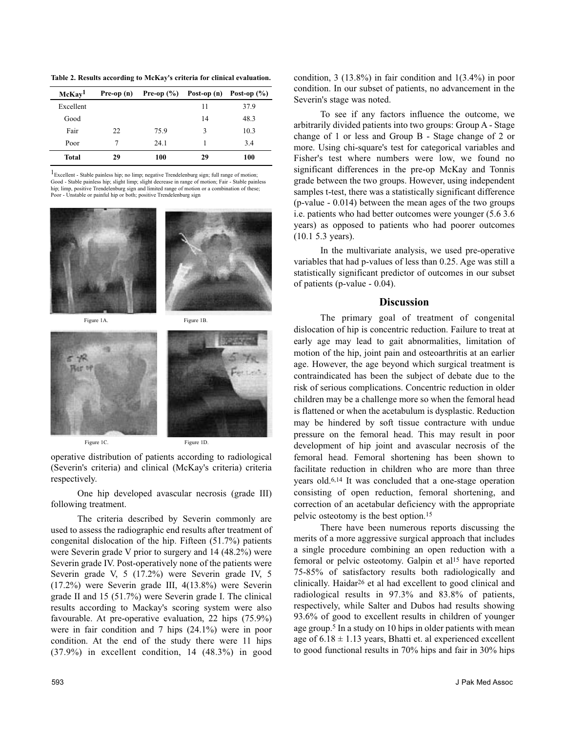**Table 2. Results according to McKay's criteria for clinical evaluation.**

| McKay[1] | Pre-op (n) | Pre-op (%) | Post-op (n) | Post-op (%) |
|---|---|---|---|---|
| Excellent | | | 11 | 37.9 |
| Good | | | 14 | 48.3 |
| Fair | 22 | 75.9 | 3 | 10.3 |
| Poor | 7 | 24.1 | 1 | 3.4 |
| **Total** | **29** | **100** | **29** | **100** |

[1]Excellent - Stable painless hip; no limp; negative Trendelenburg sign; full range of motion; Good - Stable painless hip; slight limp; slight decrease in range of motion; Fair - Stable painless hip; limp, positive Trendelenburg sign and limited range of motion or a combination of these; Poor - Unstable or painful hip or both; positive Trendelenburg sign

Figure 1A. Figure 1B.

Figure 1C. Figure 1D.

operative distribution of patients according to radiological (Severin's criteria) and clinical (McKay's criteria) criteria respectively.

One hip developed avascular necrosis (grade III) following treatment.

The criteria described by Severin commonly are used to assess the radiographic end results after treatment of congenital dislocation of the hip. Fifteen (51.7%) patients were Severin grade V prior to surgery and 14 (48.2%) were Severin grade IV. Post-operatively none of the patients were Severin grade V, 5 (17.2%) were Severin grade IV, 5 (17.2%) were Severin grade III, 4(13.8%) were Severin grade II and 15 (51.7%) were Severin grade I. The clinical results according to Mackay's scoring system were also favourable. At pre-operative evaluation, 22 hips (75.9%) were in fair condition and 7 hips (24.1%) were in poor condition. At the end of the study there were 11 hips (37.9%) in excellent condition, 14 (48.3%) in good condition, 3 (13.8%) in fair condition and 1(3.4%) in poor condition. In our subset of patients, no advancement in the Severin's stage was noted.

To see if any factors influence the outcome, we arbitrarily divided patients into two groups: Group A - Stage change of 1 or less and Group B - Stage change of 2 or more. Using chi-square's test for categorical variables and Fisher's test where numbers were low, we found no significant differences in the pre-op McKay and Tonnis grade between the two groups. However, using independent samples t-test, there was a statistically significant difference (p-value - 0.014) between the mean ages of the two groups i.e. patients who had better outcomes were younger (5.6 3.6 years) as opposed to patients who had poorer outcomes (10.1 5.3 years).

In the multivariate analysis, we used pre-operative variables that had p-values of less than 0.25. Age was still a statistically significant predictor of outcomes in our subset of patients (p-value - 0.04).

## Discussion

The primary goal of treatment of congenital dislocation of hip is concentric reduction. Failure to treat at early age may lead to gait abnormalities, limitation of motion of the hip, joint pain and osteoarthritis at an earlier age. However, the age beyond which surgical treatment is contraindicated has been the subject of debate due to the risk of serious complications. Concentric reduction in older children may be a challenge more so when the femoral head is flattened or when the acetabulum is dysplastic. Reduction may be hindered by soft tissue contracture with undue pressure on the femoral head. This may result in poor development of hip joint and avascular necrosis of the femoral head. Femoral shortening has been shown to facilitate reduction in children who are more than three years old.[6,14] It was concluded that a one-stage operation consisting of open reduction, femoral shortening, and correction of an acetabular deficiency with the appropriate pelvic osteotomy is the best option.[15]

There have been numerous reports discussing the merits of a more aggressive surgical approach that includes a single procedure combining an open reduction with a femoral or pelvic osteotomy. Galpin et al[15] have reported 75-85% of satisfactory results both radiologically and clinically. Haidar[26] et al had excellent to good clinical and radiological results in 97.3% and 83.8% of patients, respectively, while Salter and Dubos had results showing 93.6% of good to excellent results in children of younger age group.[5] In a study on 10 hips in older patients with mean age of $6.18 \pm 1.13$ years, Bhatti et. al experienced excellent to good functional results in 70% hips and fair in 30% hips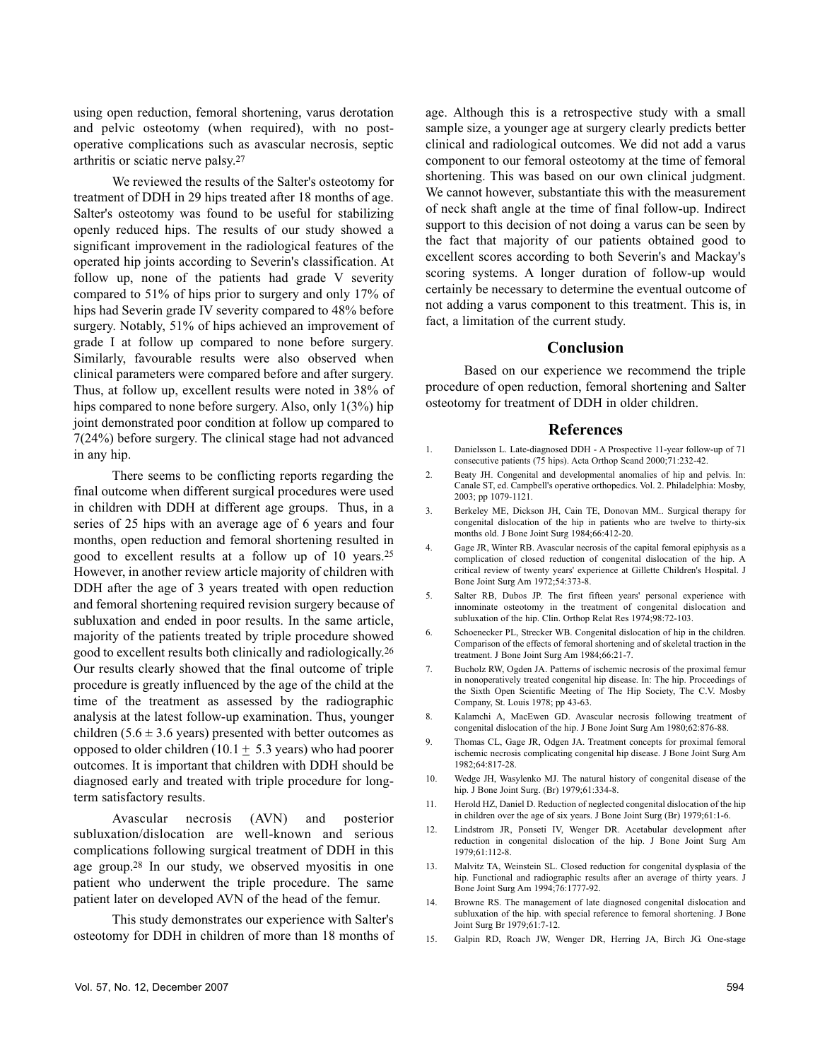using open reduction, femoral shortening, varus derotation and pelvic osteotomy (when required), with no post-operative complications such as avascular necrosis, septic arthritis or sciatic nerve palsy.[27]

We reviewed the results of the Salter's osteotomy for treatment of DDH in 29 hips treated after 18 months of age. Salter's osteotomy was found to be useful for stabilizing openly reduced hips. The results of our study showed a significant improvement in the radiological features of the operated hip joints according to Severin's classification. At follow up, none of the patients had grade V severity compared to 51% of hips prior to surgery and only 17% of hips had Severin grade IV severity compared to 48% before surgery. Notably, 51% of hips achieved an improvement of grade I at follow up compared to none before surgery. Similarly, favourable results were also observed when clinical parameters were compared before and after surgery. Thus, at follow up, excellent results were noted in 38% of hips compared to none before surgery. Also, only 1(3%) hip joint demonstrated poor condition at follow up compared to 7(24%) before surgery. The clinical stage had not advanced in any hip.

There seems to be conflicting reports regarding the final outcome when different surgical procedures were used in children with DDH at different age groups. Thus, in a series of 25 hips with an average age of 6 years and four months, open reduction and femoral shortening resulted in good to excellent results at a follow up of 10 years.[25] However, in another review article majority of children with DDH after the age of 3 years treated with open reduction and femoral shortening required revision surgery because of subluxation and ended in poor results. In the same article, majority of the patients treated by triple procedure showed good to excellent results both clinically and radiologically.[26] Our results clearly showed that the final outcome of triple procedure is greatly influenced by the age of the child at the time of the treatment as assessed by the radiographic analysis at the latest follow-up examination. Thus, younger children ($5.6 \pm 3.6$ years) presented with better outcomes as opposed to older children ($10.1 \pm 5.3$ years) who had poorer outcomes. It is important that children with DDH should be diagnosed early and treated with triple procedure for long-term satisfactory results.

Avascular necrosis (AVN) and posterior subluxation/dislocation are well-known and serious complications following surgical treatment of DDH in this age group.[28] In our study, we observed myositis in one patient who underwent the triple procedure. The same patient later on developed AVN of the head of the femur.

This study demonstrates our experience with Salter's osteotomy for DDH in children of more than 18 months of age. Although this is a retrospective study with a small sample size, a younger age at surgery clearly predicts better clinical and radiological outcomes. We did not add a varus component to our femoral osteotomy at the time of femoral shortening. This was based on our own clinical judgment. We cannot however, substantiate this with the measurement of neck shaft angle at the time of final follow-up. Indirect support to this decision of not doing a varus can be seen by the fact that majority of our patients obtained good to excellent scores according to both Severin's and Mackay's scoring systems. A longer duration of follow-up would certainly be necessary to determine the eventual outcome of not adding a varus component to this treatment. This is, in fact, a limitation of the current study.

## Conclusion

Based on our experience we recommend the triple procedure of open reduction, femoral shortening and Salter osteotomy for treatment of DDH in older children.

## References

1. Danielsson L. Late-diagnosed DDH - A Prospective 11-year follow-up of 71 consecutive patients (75 hips). Acta Orthop Scand 2000;71:232-42.
2. Beaty JH. Congenital and developmental anomalies of hip and pelvis. In: Canale ST, ed. Campbell's operative orthopedics. Vol. 2. Philadelphia: Mosby, 2003; pp 1079-1121.
3. Berkeley ME, Dickson JH, Cain TE, Donovan MM.. Surgical therapy for congenital dislocation of the hip in patients who are twelve to thirty-six months old. J Bone Joint Surg 1984;66:412-20.
4. Gage JR, Winter RB. Avascular necrosis of the capital femoral epiphysis as a complication of closed reduction of congenital dislocation of the hip. A critical review of twenty years' experience at Gillette Children's Hospital. J Bone Joint Surg Am 1972;54:373-8.
5. Salter RB, Dubos JP. The first fifteen years' personal experience with innominate osteotomy in the treatment of congenital dislocation and subluxation of the hip. Clin. Orthop Relat Res 1974;98:72-103.
6. Schoenecker PL, Strecker WB. Congenital dislocation of hip in the children. Comparison of the effects of femoral shortening and of skeletal traction in the treatment. J Bone Joint Surg Am 1984;66:21-7.
7. Bucholz RW, Ogden JA. Patterns of ischemic necrosis of the proximal femur in nonoperatively treated congenital hip disease. In: The hip. Proceedings of the Sixth Open Scientific Meeting of The Hip Society, The C.V. Mosby Company, St. Louis 1978; pp 43-63.
8. Kalamchi A, MacEwen GD. Avascular necrosis following treatment of congenital dislocation of the hip. J Bone Joint Surg Am 1980;62:876-88.
9. Thomas CL, Gage JR, Odgen JA. Treatment concepts for proximal femoral ischemic necrosis complicating congenital hip disease. J Bone Joint Surg Am 1982;64:817-28.
10. Wedge JH, Wasylenko MJ. The natural history of congenital disease of the hip. J Bone Joint Surg. (Br) 1979;61:334-8.
11. Herold HZ, Daniel D. Reduction of neglected congenital dislocation of the hip in children over the age of six years. J Bone Joint Surg (Br) 1979;61:1-6.
12. Lindstrom JR, Ponseti IV, Wenger DR. Acetabular development after reduction in congenital dislocation of the hip. J Bone Joint Surg Am 1979;61:112-8.
13. Malvitz TA, Weinstein SL. Closed reduction for congenital dysplasia of the hip. Functional and radiographic results after an average of thirty years. J Bone Joint Surg Am 1994;76:1777-92.
14. Browne RS. The management of late diagnosed congenital dislocation and subluxation of the hip. with special reference to femoral shortening. J Bone Joint Surg Br 1979;61:7-12.
15. Galpin RD, Roach JW, Wenger DR, Herring JA, Birch JG. One-stage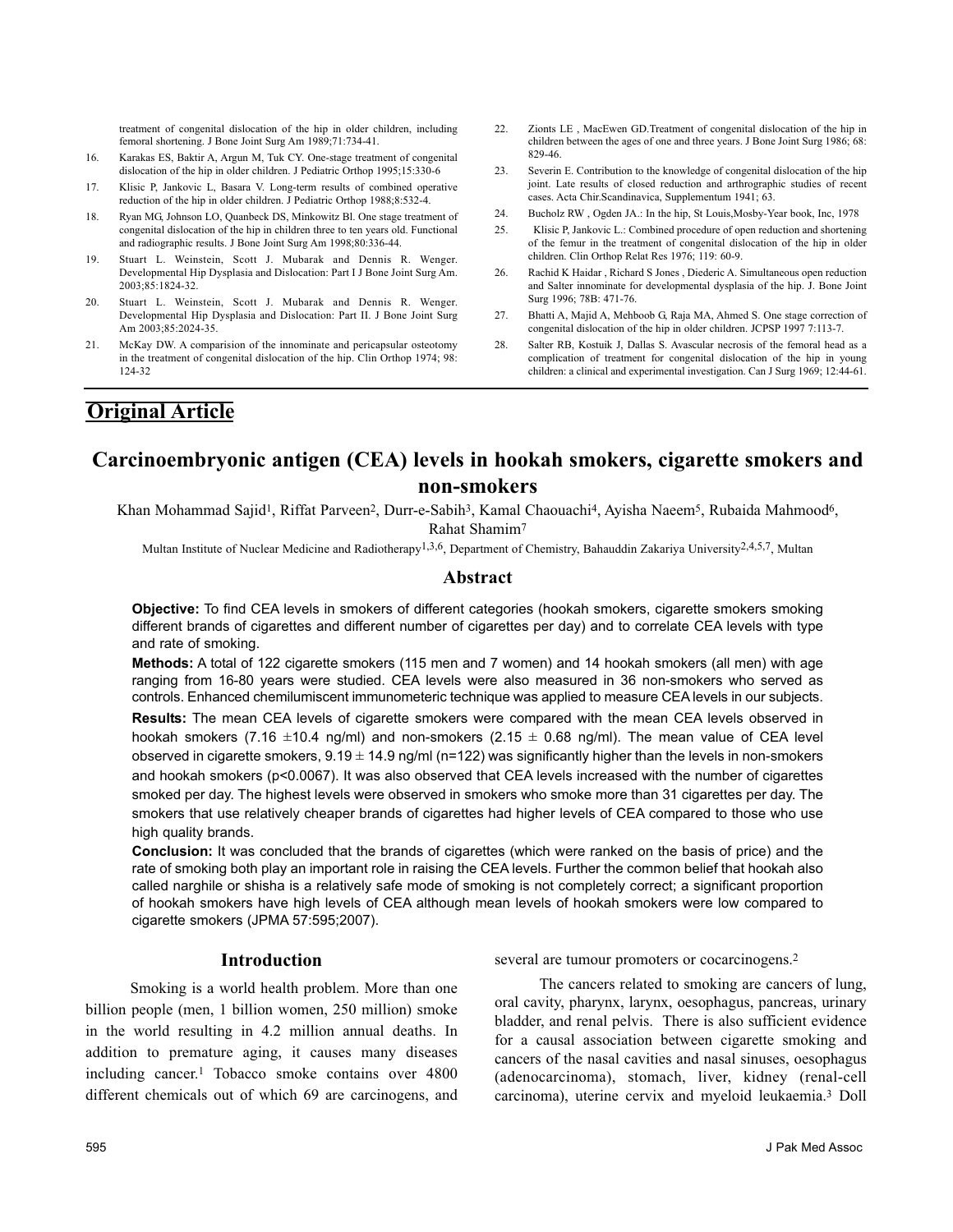treatment of congenital dislocation of the hip in older children, including femoral shortening. J Bone Joint Surg Am 1989;71:734-41.

16. Karakas ES, Baktir A, Argun M, Tuk CY. One-stage treatment of congenital dislocation of the hip in older children. J Pediatric Orthop 1995;15:330-6
17. Klisic P, Jankovic L, Basara V. Long-term results of combined operative reduction of the hip in older children. J Pediatric Orthop 1988;8:532-4.
18. Ryan MG, Johnson LO, Quanbeck DS, Minkowitz Bl. One stage treatment of congenital dislocation of the hip in children three to ten years old. Functional and radiographic results. J Bone Joint Surg Am 1998;80:336-44.
19. Stuart L. Weinstein, Scott J. Mubarak and Dennis R. Wenger. Developmental Hip Dysplasia and Dislocation: Part I J Bone Joint Surg Am. 2003;85:1824-32.
20. Stuart L. Weinstein, Scott J. Mubarak and Dennis R. Wenger. Developmental Hip Dysplasia and Dislocation: Part II. J Bone Joint Surg Am 2003;85:2024-35.
21. McKay DW. A comparision of the innominate and pericapsular osteotomy in the treatment of congenital dislocation of the hip. Clin Orthop 1974; 98: 124-32
22. Zionts LE , MacEwen GD.Treatment of congenital dislocation of the hip in children between the ages of one and three years. J Bone Joint Surg 1986; 68: 829-46.
23. Severin E. Contribution to the knowledge of congenital dislocation of the hip joint. Late results of closed reduction and arthrographic studies of recent cases. Acta Chir.Scandinavica, Supplementum 1941; 63.
24. Bucholz RW , Ogden JA.: In the hip, St Louis,Mosby-Year book, Inc, 1978
25. Klisic P, Jankovic L.: Combined procedure of open reduction and shortening of the femur in the treatment of congenital dislocation of the hip in older children. Clin Orthop Relat Res 1976; 119: 60-9.
26. Rachid K Haidar , Richard S Jones , Diederic A. Simultaneous open reduction and Salter innominate for developmental dysplasia of the hip. J. Bone Joint Surg 1996; 78B: 471-76.
27. Bhatti A, Majid A, Mehboob G, Raja MA, Ahmed S. One stage correction of congenital dislocation of the hip in older children. JCPSP 1997 7:113-7.
28. Salter RB, Kostuik J, Dallas S. Avascular necrosis of the femoral head as a complication of treatment for congenital dislocation of the hip in young children: a clinical and experimental investigation. Can J Surg 1969; 12:44-61.

## Original Article

# Carcinoembryonic antigen (CEA) levels in hookah smokers, cigarette smokers and non-smokers

Khan Mohammad Sajid[1], Riffat Parveen[2], Durr-e-Sabih[3], Kamal Chaouachi[4], Ayisha Naeem[5], Rubaida Mahmood[6], Rahat Shamim[7]

Multan Institute of Nuclear Medicine and Radiotherapy[1,3,6], Department of Chemistry, Bahauddin Zakariya University[2,4,5,7], Multan

## Abstract

**Objective:** To find CEA levels in smokers of different categories (hookah smokers, cigarette smokers smoking different brands of cigarettes and different number of cigarettes per day) and to correlate CEA levels with type and rate of smoking.

**Methods:** A total of 122 cigarette smokers (115 men and 7 women) and 14 hookah smokers (all men) with age ranging from 16-80 years were studied. CEA levels were also measured in 36 non-smokers who served as controls. Enhanced chemilumiscent immunometeric technique was applied to measure CEA levels in our subjects.

**Results:** The mean CEA levels of cigarette smokers were compared with the mean CEA levels observed in hookah smokers (7.16 $\pm$10.4 ng/ml) and non-smokers (2.15 $\pm$ 0.68 ng/ml). The mean value of CEA level observed in cigarette smokers, 9.19 $\pm$ 14.9 ng/ml (n=122) was significantly higher than the levels in non-smokers and hookah smokers ($p<0.0067$). It was also observed that CEA levels increased with the number of cigarettes smoked per day. The highest levels were observed in smokers who smoke more than 31 cigarettes per day. The smokers that use relatively cheaper brands of cigarettes had higher levels of CEA compared to those who use high quality brands.

**Conclusion:** It was concluded that the brands of cigarettes (which were ranked on the basis of price) and the rate of smoking both play an important role in raising the CEA levels. Further the common belief that hookah also called narghile or shisha is a relatively safe mode of smoking is not completely correct; a significant proportion of hookah smokers have high levels of CEA although mean levels of hookah smokers were low compared to cigarette smokers (JPMA 57:595;2007).

## Introduction

Smoking is a world health problem. More than one billion people (men, 1 billion women, 250 million) smoke in the world resulting in 4.2 million annual deaths. In addition to premature aging, it causes many diseases including cancer.[1] Tobacco smoke contains over 4800 different chemicals out of which 69 are carcinogens, and several are tumour promoters or cocarcinogens.[2]

The cancers related to smoking are cancers of lung, oral cavity, pharynx, larynx, oesophagus, pancreas, urinary bladder, and renal pelvis. There is also sufficient evidence for a causal association between cigarette smoking and cancers of the nasal cavities and nasal sinuses, oesophagus (adenocarcinoma), stomach, liver, kidney (renal-cell carcinoma), uterine cervix and myeloid leukaemia.[3] Doll